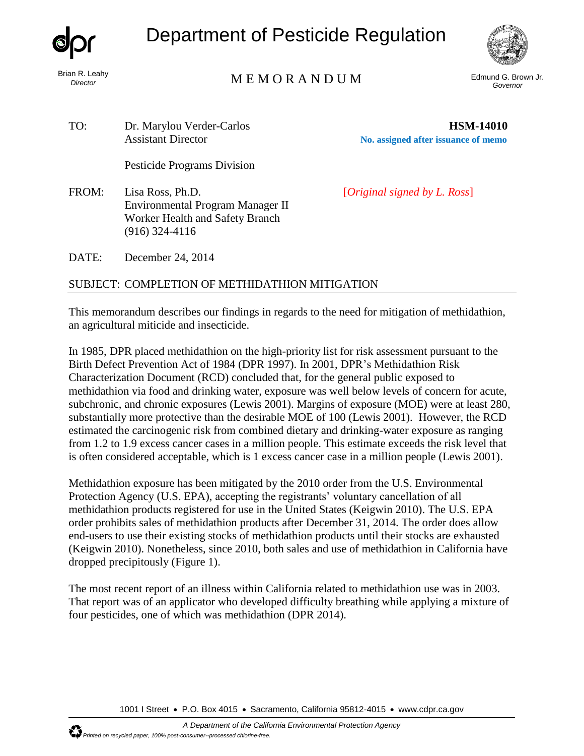# Department of Pesticide Regulation

Brian R. Leahy
*Director*

## MEMORANDUM

Edmund G. Brown Jr.
*Governor*

TO: Dr. Marylou Verder-Carlos
Assistant Director

Pesticide Programs Division

**HSM-14010**
**No. assigned after issuance of memo**

FROM: Lisa Ross, Ph.D.
Environmental Program Manager II
Worker Health and Safety Branch
(916) 324-4116

[*Original signed by L. Ross*]

DATE: December 24, 2014

SUBJECT: COMPLETION OF METHIDATHION MITIGATION

---

This memorandum describes our findings in regards to the need for mitigation of methidathion, an agricultural miticide and insecticide.

In 1985, DPR placed methidathion on the high-priority list for risk assessment pursuant to the Birth Defect Prevention Act of 1984 (DPR 1997). In 2001, DPR's Methidathion Risk Characterization Document (RCD) concluded that, for the general public exposed to methidathion via food and drinking water, exposure was well below levels of concern for acute, subchronic, and chronic exposures (Lewis 2001). Margins of exposure (MOE) were at least 280, substantially more protective than the desirable MOE of 100 (Lewis 2001). However, the RCD estimated the carcinogenic risk from combined dietary and drinking-water exposure as ranging from 1.2 to 1.9 excess cancer cases in a million people. This estimate exceeds the risk level that is often considered acceptable, which is 1 excess cancer case in a million people (Lewis 2001).

Methidathion exposure has been mitigated by the 2010 order from the U.S. Environmental Protection Agency (U.S. EPA), accepting the registrants' voluntary cancellation of all methidathion products registered for use in the United States (Keigwin 2010). The U.S. EPA order prohibits sales of methidathion products after December 31, 2014. The order does allow end-users to use their existing stocks of methidathion products until their stocks are exhausted (Keigwin 2010). Nonetheless, since 2010, both sales and use of methidathion in California have dropped precipitously (Figure 1).

The most recent report of an illness within California related to methidathion use was in 2003. That report was of an applicator who developed difficulty breathing while applying a mixture of four pesticides, one of which was methidathion (DPR 2014).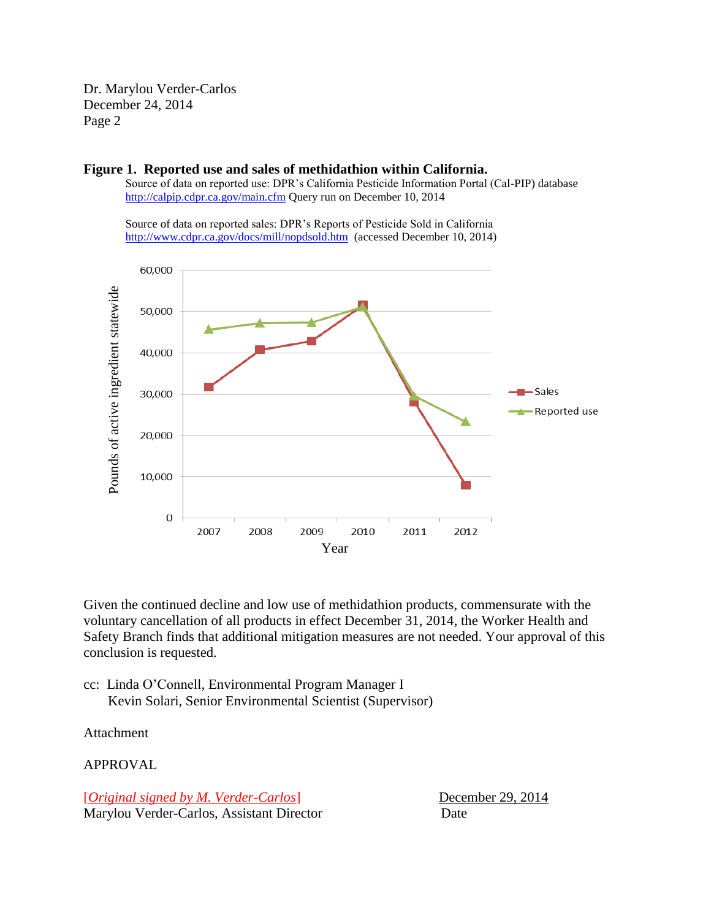Dr. Marylou Verder-Carlos
December 24, 2014

**Figure 1. Reported use and sales of methidathion within California.**

Source of data on reported use: DPR's California Pesticide Information Portal (Cal-PIP) database http://calpip.cdpr.ca.gov/main.cfm Query run on December 10, 2014

Source of data on reported sales: DPR's Reports of Pesticide Sold in California http://www.cdpr.ca.gov/docs/mill/nopdsold.htm (accessed December 10, 2014)

Given the continued decline and low use of methidathion products, commensurate with the voluntary cancellation of all products in effect December 31, 2014, the Worker Health and Safety Branch finds that additional mitigation measures are not needed. Your approval of this conclusion is requested.

cc: Linda O'Connell, Environmental Program Manager I
Kevin Solari, Senior Environmental Scientist (Supervisor)

Attachment

APPROVAL

[*Original signed by M. Verder-Carlos*] December 29, 2014
Marylou Verder-Carlos, Assistant Director Date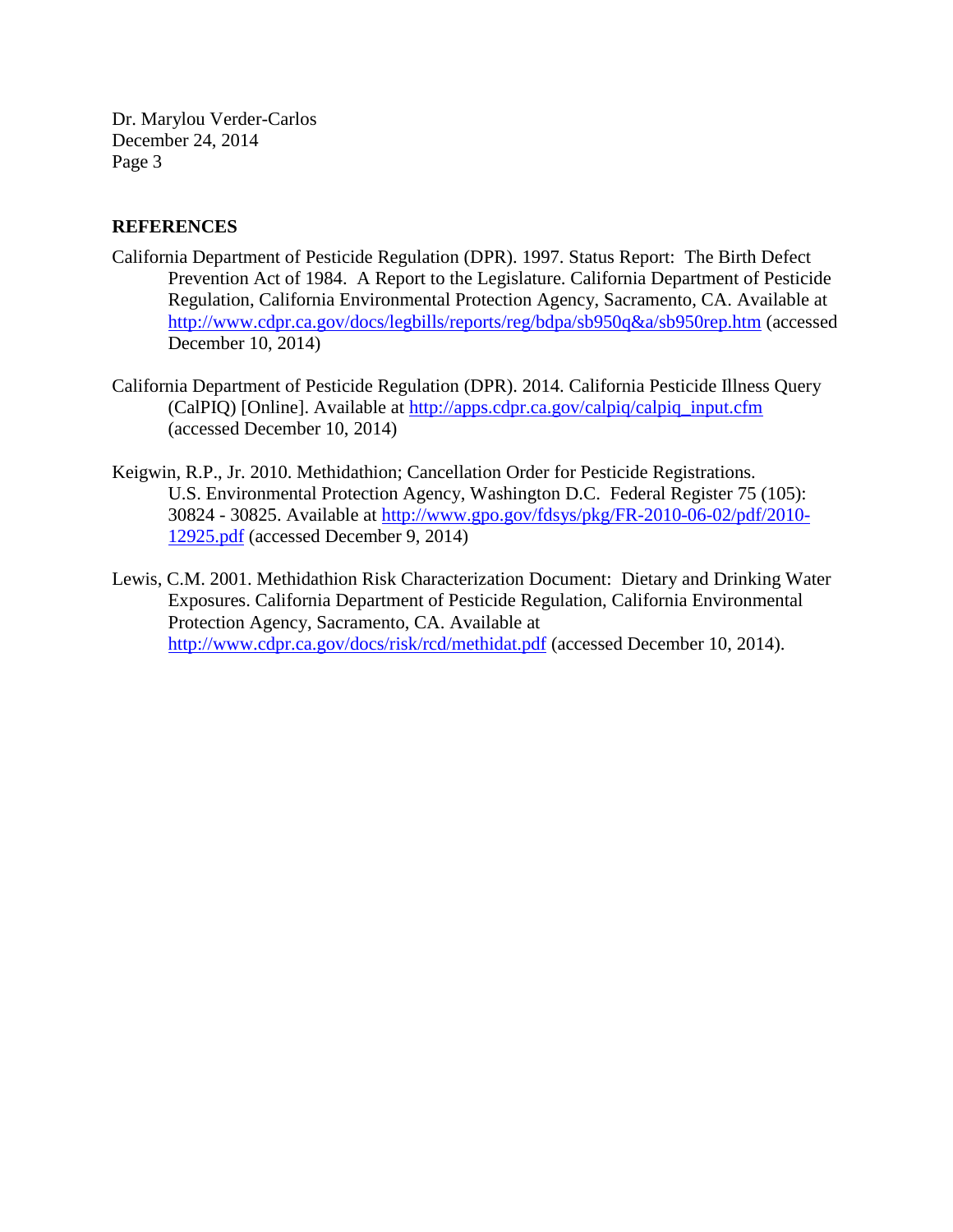## REFERENCES

California Department of Pesticide Regulation (DPR). 1997. Status Report: The Birth Defect Prevention Act of 1984. A Report to the Legislature. California Department of Pesticide Regulation, California Environmental Protection Agency, Sacramento, CA. Available at http://www.cdpr.ca.gov/docs/legbills/reports/reg/bdpa/sb950q&a/sb950rep.htm (accessed December 10, 2014)

California Department of Pesticide Regulation (DPR). 2014. California Pesticide Illness Query (CalPIQ) [Online]. Available at http://apps.cdpr.ca.gov/calpiq/calpiq_input.cfm (accessed December 10, 2014)

Keigwin, R.P., Jr. 2010. Methidathion; Cancellation Order for Pesticide Registrations. U.S. Environmental Protection Agency, Washington D.C. Federal Register 75 (105): 30824 - 30825. Available at http://www.gpo.gov/fdsys/pkg/FR-2010-06-02/pdf/2010-12925.pdf (accessed December 9, 2014)

Lewis, C.M. 2001. Methidathion Risk Characterization Document: Dietary and Drinking Water Exposures. California Department of Pesticide Regulation, California Environmental Protection Agency, Sacramento, CA. Available at http://www.cdpr.ca.gov/docs/risk/rcd/methidat.pdf (accessed December 10, 2014).